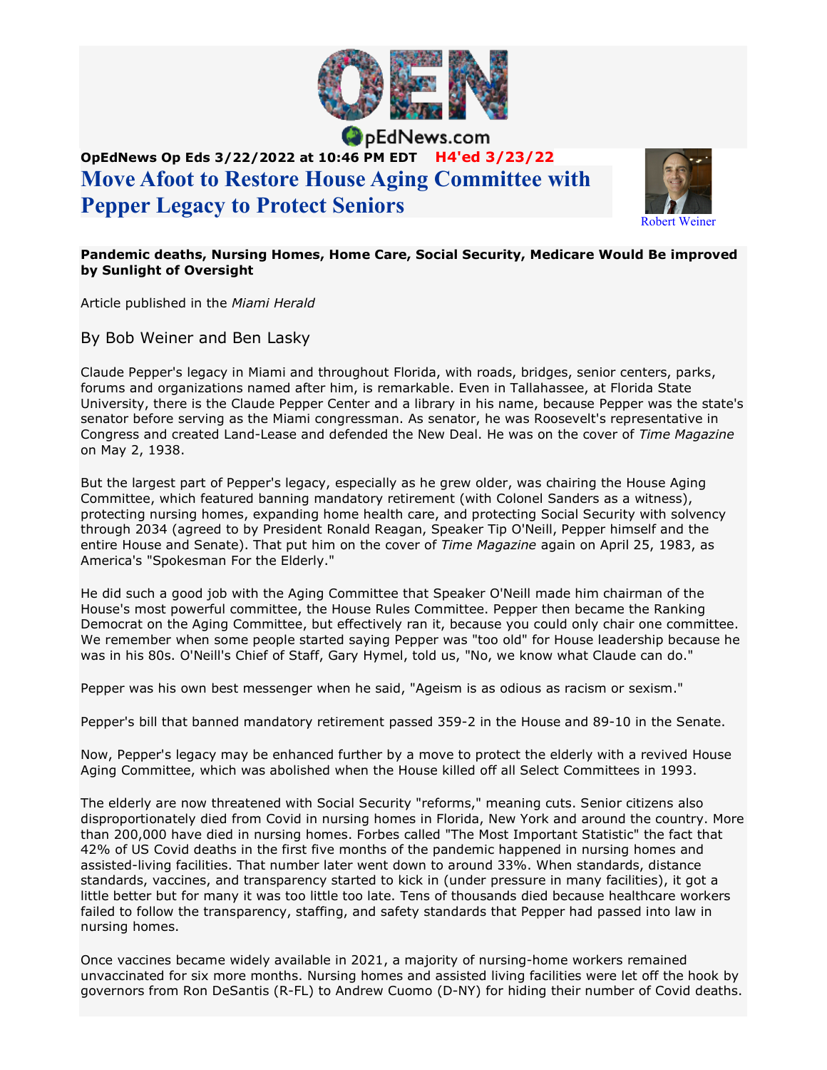OpEdNews Op Eds 3/22/2022 at 10:46 PM EDT H4'ed 3/23/22

# Move Afoot to Restore House Aging Committee with Pepper Legacy to Protect Seniors

Robert Weiner

**Pandemic deaths, Nursing Homes, Home Care, Social Security, Medicare Would Be improved by Sunlight of Oversight**

Article published in the *Miami Herald*

By Bob Weiner and Ben Lasky

Claude Pepper's legacy in Miami and throughout Florida, with roads, bridges, senior centers, parks, forums and organizations named after him, is remarkable. Even in Tallahassee, at Florida State University, there is the Claude Pepper Center and a library in his name, because Pepper was the state's senator before serving as the Miami congressman. As senator, he was Roosevelt's representative in Congress and created Land-Lease and defended the New Deal. He was on the cover of *Time Magazine* on May 2, 1938.

But the largest part of Pepper's legacy, especially as he grew older, was chairing the House Aging Committee, which featured banning mandatory retirement (with Colonel Sanders as a witness), protecting nursing homes, expanding home health care, and protecting Social Security with solvency through 2034 (agreed to by President Ronald Reagan, Speaker Tip O'Neill, Pepper himself and the entire House and Senate). That put him on the cover of *Time Magazine* again on April 25, 1983, as America's "Spokesman For the Elderly."

He did such a good job with the Aging Committee that Speaker O'Neill made him chairman of the House's most powerful committee, the House Rules Committee. Pepper then became the Ranking Democrat on the Aging Committee, but effectively ran it, because you could only chair one committee. We remember when some people started saying Pepper was "too old" for House leadership because he was in his 80s. O'Neill's Chief of Staff, Gary Hymel, told us, "No, we know what Claude can do."

Pepper was his own best messenger when he said, "Ageism is as odious as racism or sexism."

Pepper's bill that banned mandatory retirement passed 359-2 in the House and 89-10 in the Senate.

Now, Pepper's legacy may be enhanced further by a move to protect the elderly with a revived House Aging Committee, which was abolished when the House killed off all Select Committees in 1993.

The elderly are now threatened with Social Security "reforms," meaning cuts. Senior citizens also disproportionately died from Covid in nursing homes in Florida, New York and around the country. More than 200,000 have died in nursing homes. Forbes called "The Most Important Statistic" the fact that 42% of US Covid deaths in the first five months of the pandemic happened in nursing homes and assisted-living facilities. That number later went down to around 33%. When standards, distance standards, vaccines, and transparency started to kick in (under pressure in many facilities), it got a little better but for many it was too little too late. Tens of thousands died because healthcare workers failed to follow the transparency, staffing, and safety standards that Pepper had passed into law in nursing homes.

Once vaccines became widely available in 2021, a majority of nursing-home workers remained unvaccinated for six more months. Nursing homes and assisted living facilities were let off the hook by governors from Ron DeSantis (R-FL) to Andrew Cuomo (D-NY) for hiding their number of Covid deaths.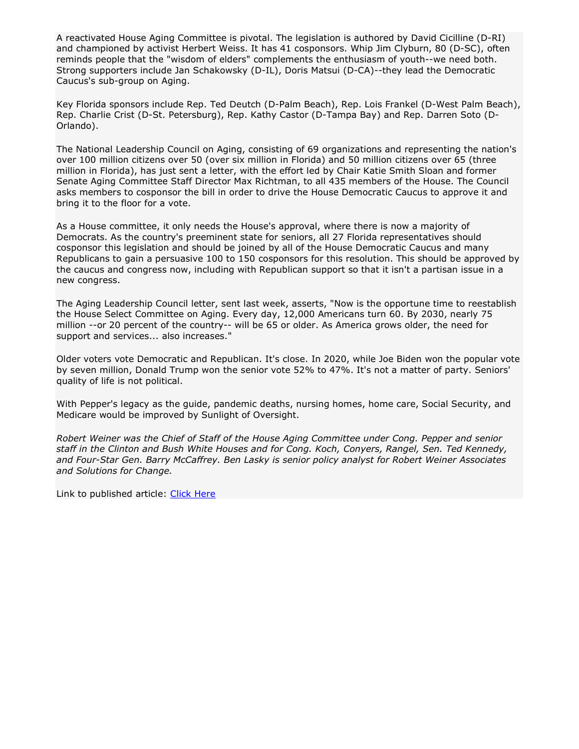A reactivated House Aging Committee is pivotal. The legislation is authored by David Cicilline (D-RI) and championed by activist Herbert Weiss. It has 41 cosponsors. Whip Jim Clyburn, 80 (D-SC), often reminds people that the "wisdom of elders" complements the enthusiasm of youth--we need both. Strong supporters include Jan Schakowsky (D-IL), Doris Matsui (D-CA)--they lead the Democratic Caucus's sub-group on Aging.

Key Florida sponsors include Rep. Ted Deutch (D-Palm Beach), Rep. Lois Frankel (D-West Palm Beach), Rep. Charlie Crist (D-St. Petersburg), Rep. Kathy Castor (D-Tampa Bay) and Rep. Darren Soto (D-Orlando).

The National Leadership Council on Aging, consisting of 69 organizations and representing the nation's over 100 million citizens over 50 (over six million in Florida) and 50 million citizens over 65 (three million in Florida), has just sent a letter, with the effort led by Chair Katie Smith Sloan and former Senate Aging Committee Staff Director Max Richtman, to all 435 members of the House. The Council asks members to cosponsor the bill in order to drive the House Democratic Caucus to approve it and bring it to the floor for a vote.

As a House committee, it only needs the House's approval, where there is now a majority of Democrats. As the country's preeminent state for seniors, all 27 Florida representatives should cosponsor this legislation and should be joined by all of the House Democratic Caucus and many Republicans to gain a persuasive 100 to 150 cosponsors for this resolution. This should be approved by the caucus and congress now, including with Republican support so that it isn't a partisan issue in a new congress.

The Aging Leadership Council letter, sent last week, asserts, "Now is the opportune time to reestablish the House Select Committee on Aging. Every day, 12,000 Americans turn 60. By 2030, nearly 75 million --or 20 percent of the country-- will be 65 or older. As America grows older, the need for support and services... also increases."

Older voters vote Democratic and Republican. It's close. In 2020, while Joe Biden won the popular vote by seven million, Donald Trump won the senior vote 52% to 47%. It's not a matter of party. Seniors' quality of life is not political.

With Pepper's legacy as the guide, pandemic deaths, nursing homes, home care, Social Security, and Medicare would be improved by Sunlight of Oversight.

*Robert Weiner was the Chief of Staff of the House Aging Committee under Cong. Pepper and senior staff in the Clinton and Bush White Houses and for Cong. Koch, Conyers, Rangel, Sen. Ted Kennedy, and Four-Star Gen. Barry McCaffrey. Ben Lasky is senior policy analyst for Robert Weiner Associates and Solutions for Change.*

Link to published article: Click Here